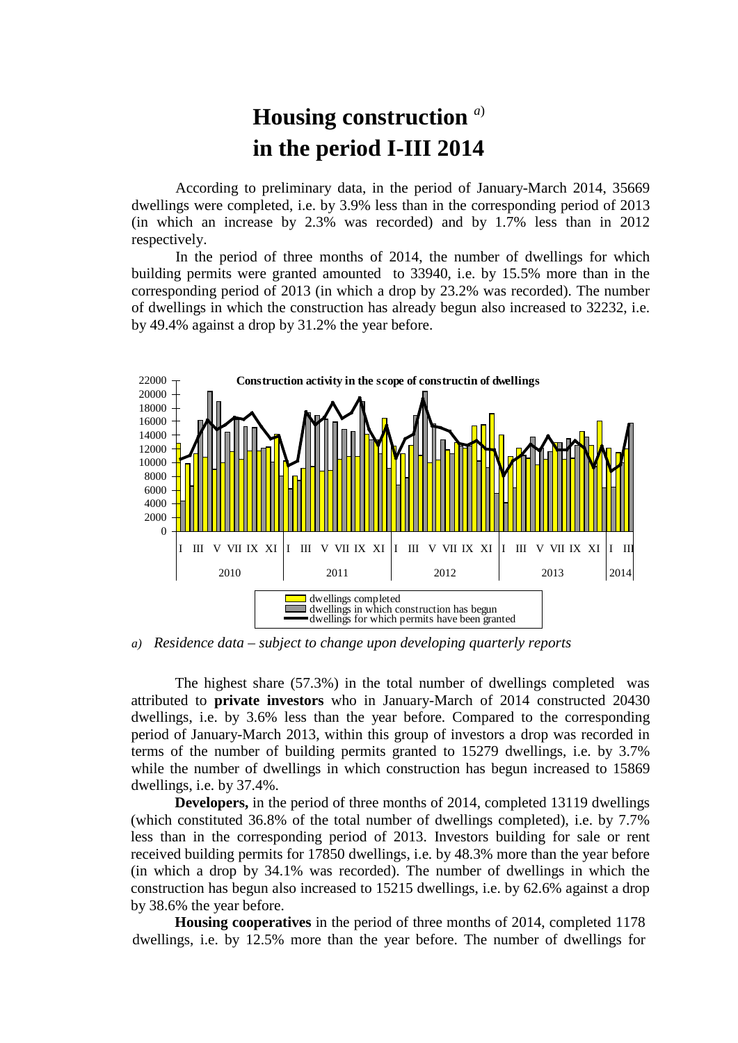# Housing construction [a] in the period I-III 2014

According to preliminary data, in the period of January-March 2014, 35669 dwellings were completed, i.e. by 3.9% less than in the corresponding period of 2013 (in which an increase by 2.3% was recorded) and by 1.7% less than in 2012 respectively.

In the period of three months of 2014, the number of dwellings for which building permits were granted amounted to 33940, i.e. by 15.5% more than in the corresponding period of 2013 (in which a drop by 23.2% was recorded). The number of dwellings in which the construction has already begun also increased to 32232, i.e. by 49.4% against a drop by 31.2% the year before.

*a) Residence data – subject to change upon developing quarterly reports*

The highest share (57.3%) in the total number of dwellings completed was attributed to **private investors** who in January-March of 2014 constructed 20430 dwellings, i.e. by 3.6% less than the year before. Compared to the corresponding period of January-March 2013, within this group of investors a drop was recorded in terms of the number of building permits granted to 15279 dwellings, i.e. by 3.7% while the number of dwellings in which construction has begun increased to 15869 dwellings, i.e. by 37.4%.

**Developers,** in the period of three months of 2014, completed 13119 dwellings (which constituted 36.8% of the total number of dwellings completed), i.e. by 7.7% less than in the corresponding period of 2013. Investors building for sale or rent received building permits for 17850 dwellings, i.e. by 48.3% more than the year before (in which a drop by 34.1% was recorded). The number of dwellings in which the construction has begun also increased to 15215 dwellings, i.e. by 62.6% against a drop by 38.6% the year before.

**Housing cooperatives** in the period of three months of 2014, completed 1178 dwellings, i.e. by 12.5% more than the year before. The number of dwellings for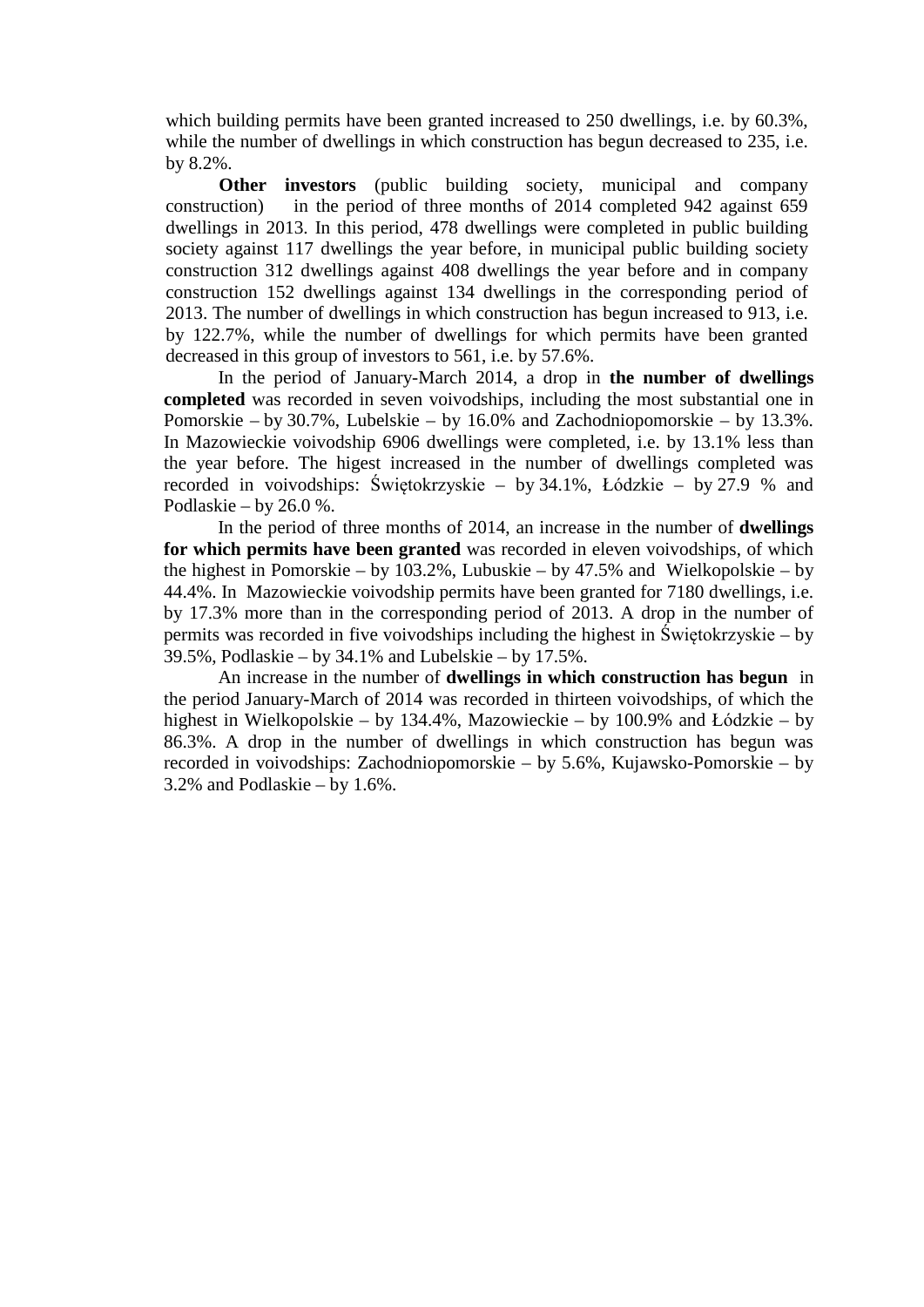which building permits have been granted increased to 250 dwellings, i.e. by 60.3%, while the number of dwellings in which construction has begun decreased to 235, i.e. by 8.2%.

**Other investors** (public building society, municipal and company construction) in the period of three months of 2014 completed 942 against 659 dwellings in 2013. In this period, 478 dwellings were completed in public building society against 117 dwellings the year before, in municipal public building society construction 312 dwellings against 408 dwellings the year before and in company construction 152 dwellings against 134 dwellings in the corresponding period of 2013. The number of dwellings in which construction has begun increased to 913, i.e. by 122.7%, while the number of dwellings for which permits have been granted decreased in this group of investors to 561, i.e. by 57.6%.

In the period of January-March 2014, a drop in **the number of dwellings completed** was recorded in seven voivodships, including the most substantial one in Pomorskie – by 30.7%, Lubelskie – by 16.0% and Zachodniopomorskie – by 13.3%. In Mazowieckie voivodship 6906 dwellings were completed, i.e. by 13.1% less than the year before. The higest increased in the number of dwellings completed was recorded in voivodships: Świętokrzyskie – by 34.1%, Łódzkie – by 27.9 % and Podlaskie – by 26.0 %.

In the period of three months of 2014, an increase in the number of **dwellings for which permits have been granted** was recorded in eleven voivodships, of which the highest in Pomorskie – by 103.2%, Lubuskie – by 47.5% and Wielkopolskie – by 44.4%. In Mazowieckie voivodship permits have been granted for 7180 dwellings, i.e. by 17.3% more than in the corresponding period of 2013. A drop in the number of permits was recorded in five voivodships including the highest in Świętokrzyskie – by 39.5%, Podlaskie – by 34.1% and Lubelskie – by 17.5%.

An increase in the number of **dwellings in which construction has begun** in the period January-March of 2014 was recorded in thirteen voivodships, of which the highest in Wielkopolskie – by 134.4%, Mazowieckie – by 100.9% and Łódzkie – by 86.3%. A drop in the number of dwellings in which construction has begun was recorded in voivodships: Zachodniopomorskie – by 5.6%, Kujawsko-Pomorskie – by 3.2% and Podlaskie – by 1.6%.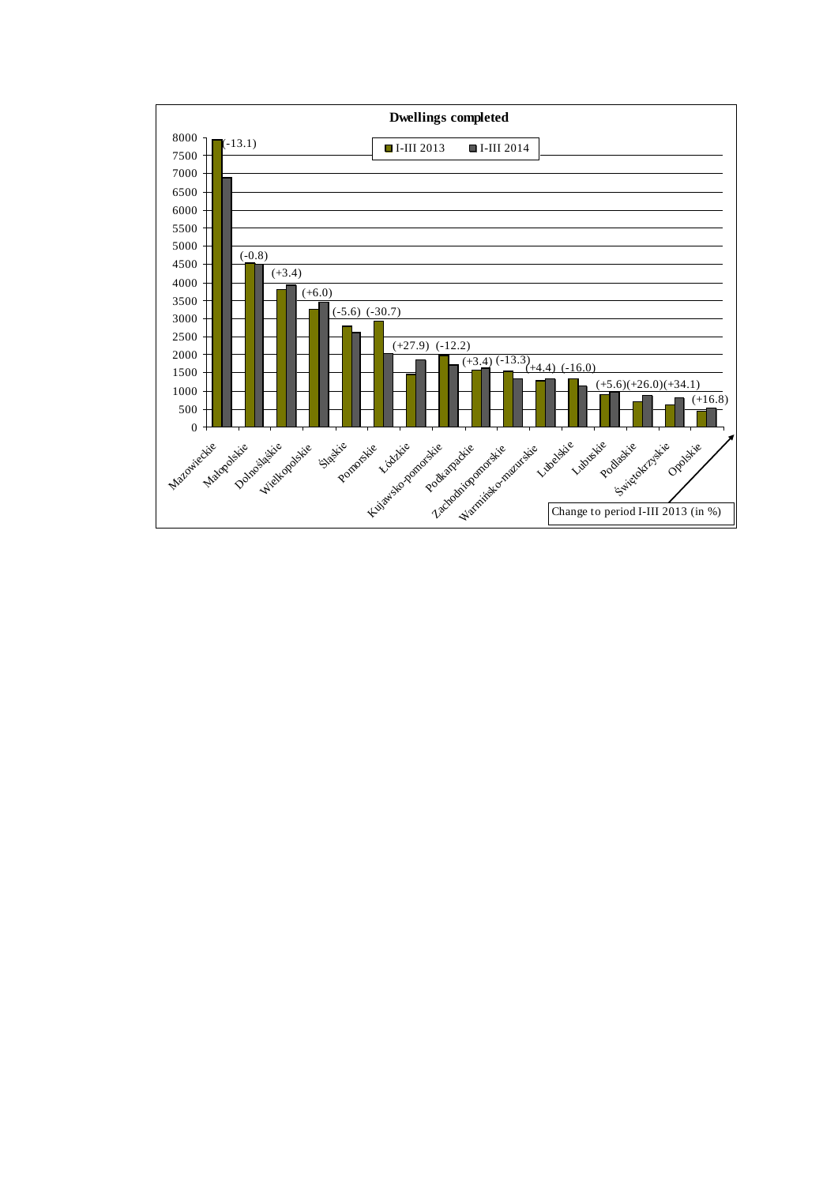**Dwellings completed**

Legend: I-III 2013, I-III 2014

Change to period I-III 2013 (in %)

| Voivodship | Change to period I-III 2013 (in %) |
| --- | --- |
| Mazowieckie | (-13.1) |
| Małopolskie | (-0.8) |
| Dolnośląskie | (+3.4) |
| Wielkopolskie | (+6.0) |
| Śląskie | (-5.6) |
| Pomorskie | (-30.7) |
| Łódzkie | (+27.9) |
| Kujawsko-pomorskie | (-12.2) |
| Podkarpackie | (+3.4) |
| Zachodniopomorskie | (-13.3) |
| Warmińsko-mazurskie | (+4.4) |
| Lubelskie | (-16.0) |
| Lubuskie | (+5.6) |
| Podlaskie | (+26.0) |
| Świętokrzyskie | (+34.1) |
| Opolskie | (+16.8) |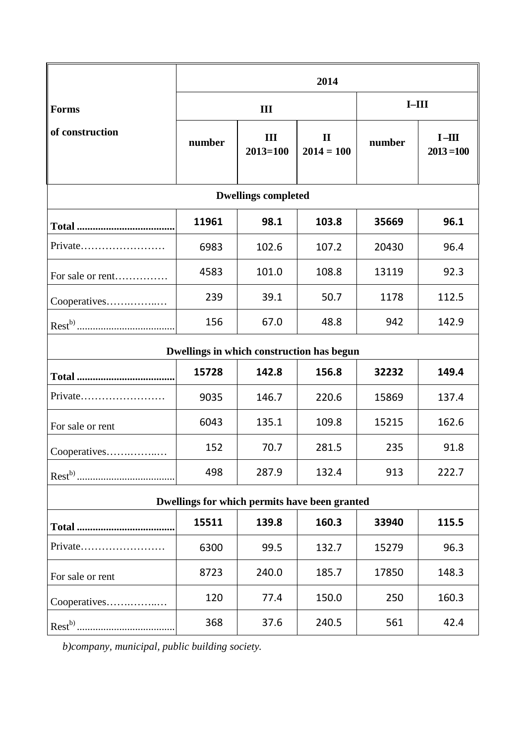| Forms of construction | 2014 | | | | |
|---|---|---|---|---|---|
| | III | | | I–III | |
| | number | III 2013=100 | II 2014 = 100 | number | I –III 2013 =100 |
| **Dwellings completed** | | | | | |
| **Total** | **11961** | **98.1** | **103.8** | **35669** | **96.1** |
| Private | 6983 | 102.6 | 107.2 | 20430 | 96.4 |
| For sale or rent | 4583 | 101.0 | 108.8 | 13119 | 92.3 |
| Cooperatives | 239 | 39.1 | 50.7 | 1178 | 112.5 |
| Rest[b)] | 156 | 67.0 | 48.8 | 942 | 142.9 |
| **Dwellings in which construction has begun** | | | | | |
| **Total** | **15728** | **142.8** | **156.8** | **32232** | **149.4** |
| Private | 9035 | 146.7 | 220.6 | 15869 | 137.4 |
| For sale or rent | 6043 | 135.1 | 109.8 | 15215 | 162.6 |
| Cooperatives | 152 | 70.7 | 281.5 | 235 | 91.8 |
| Rest[b)] | 498 | 287.9 | 132.4 | 913 | 222.7 |
| **Dwellings for which permits have been granted** | | | | | |
| **Total** | **15511** | **139.8** | **160.3** | **33940** | **115.5** |
| Private | 6300 | 99.5 | 132.7 | 15279 | 96.3 |
| For sale or rent | 8723 | 240.0 | 185.7 | 17850 | 148.3 |
| Cooperatives | 120 | 77.4 | 150.0 | 250 | 160.3 |
| Rest[b)] | 368 | 37.6 | 240.5 | 561 | 42.4 |

*b)company, municipal, public building society.*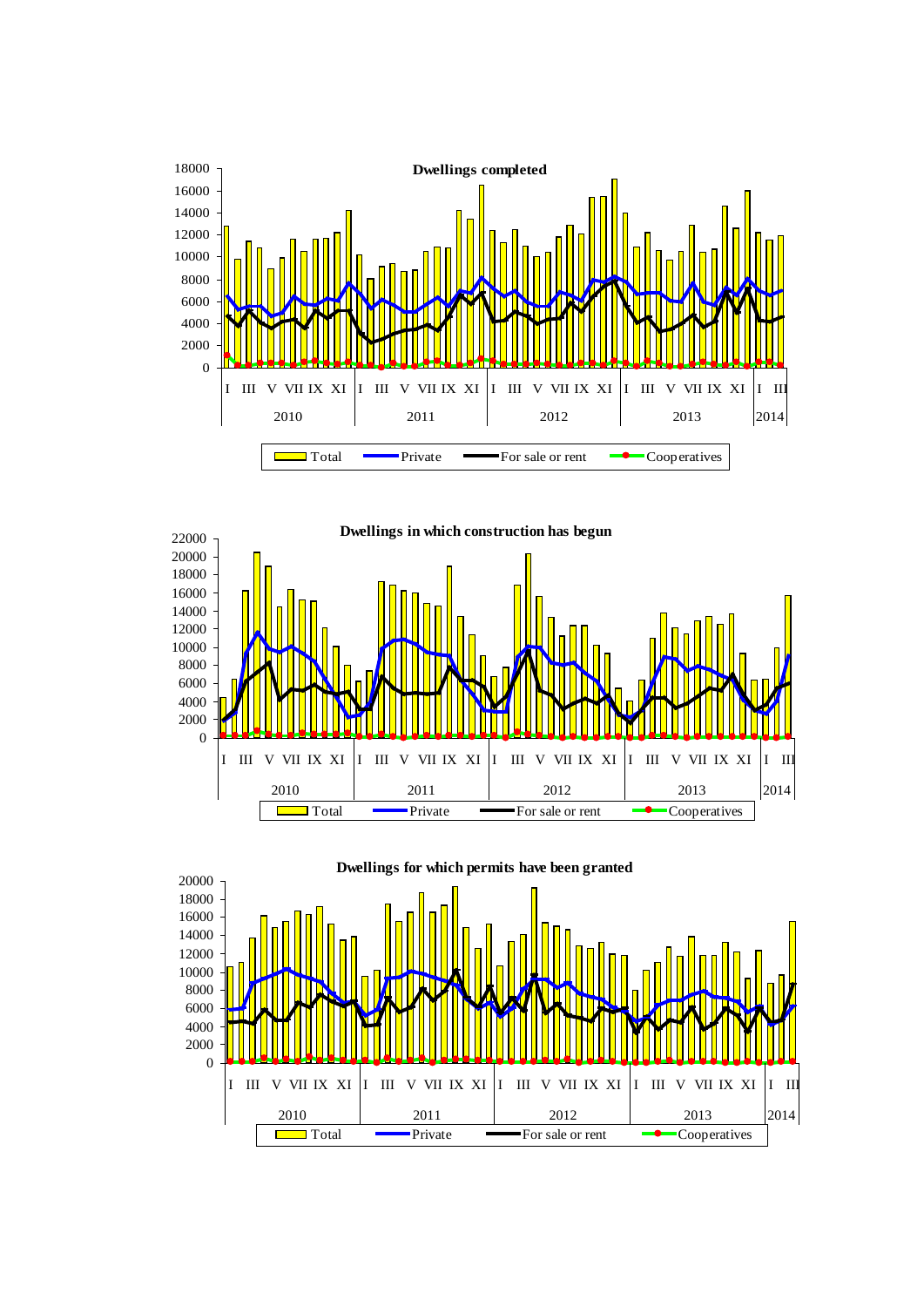**Dwellings completed**

18000
16000
14000
12000
10000
8000
6000
4000
2000
0

I III V VII IX XI I III V VII IX XI I III V VII IX XI I III V VII IX XI I III

2010 2011 2012 2013 2014

Total Private For sale or rent Cooperatives

**Dwellings in which construction has begun**

22000
20000
18000
16000
14000
12000
10000
8000
6000
4000
2000
0

I III V VII IX XI I III V VII IX XI I III V VII IX XI I III V VII IX XI I III

2010 2011 2012 2013 2014

Total Private For sale or rent Cooperatives

**Dwellings for which permits have been granted**

20000
18000
16000
14000
12000
10000
8000
6000
4000
2000
0

I III V VII IX XI I III V VII IX XI I III V VII IX XI I III V VII IX XI I III

2010 2011 2012 2013 2014

Total Private For sale or rent Cooperatives